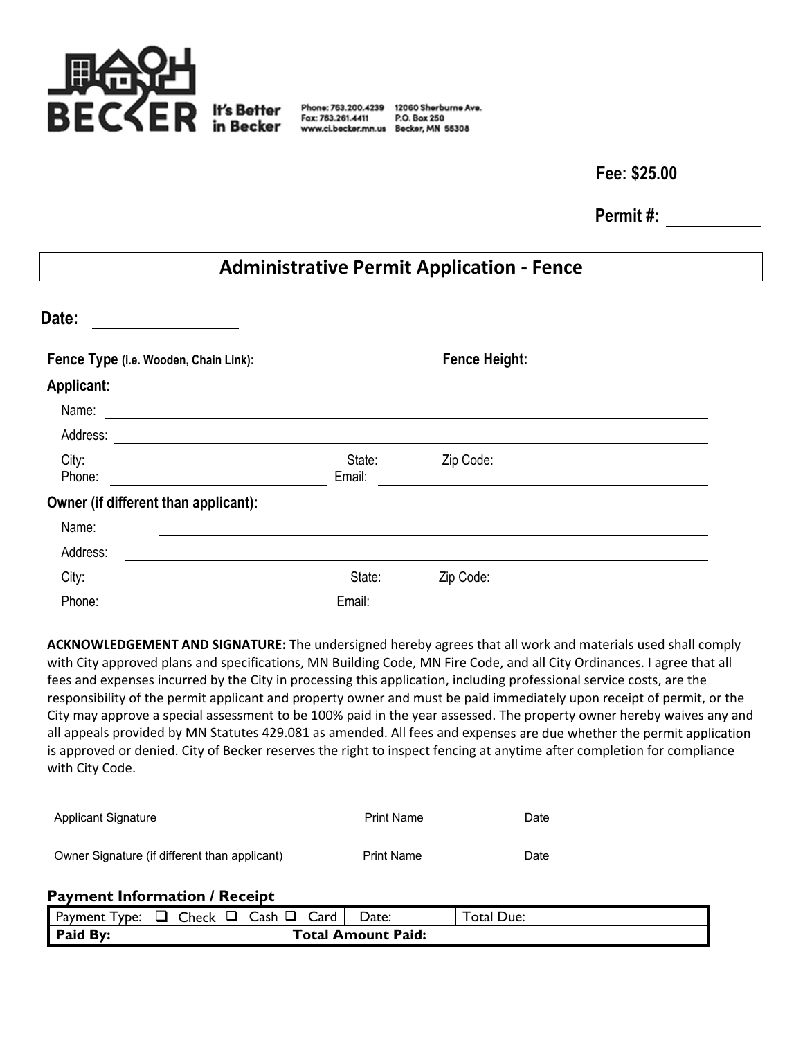**BECKER** It's Better in Becker

Phone: 763.200.4239
Fax: 763.261.4411
www.ci.becker.mn.us

12060 Sherburne Ave.
P.O. Box 250
Becker, MN 55308

**Fee: $25.00**

**Permit #:** ____________

## Administrative Permit Application - Fence

**Date:** ____________

**Fence Type (i.e. Wooden, Chain Link):** ____________ **Fence Height:** ____________

**Applicant:**

Name: ____________

Address: ____________

City: ____________ State: ______ Zip Code: ____________

Phone: ____________ Email: ____________

**Owner (if different than applicant):**

Name: ____________

Address: ____________

City: ____________ State: ______ Zip Code: ____________

Phone: ____________ Email: ____________

**ACKNOWLEDGEMENT AND SIGNATURE:** The undersigned hereby agrees that all work and materials used shall comply with City approved plans and specifications, MN Building Code, MN Fire Code, and all City Ordinances. I agree that all fees and expenses incurred by the City in processing this application, including professional service costs, are the responsibility of the permit applicant and property owner and must be paid immediately upon receipt of permit, or the City may approve a special assessment to be 100% paid in the year assessed. The property owner hereby waives any and all appeals provided by MN Statutes 429.081 as amended. All fees and expenses are due whether the permit application is approved or denied. City of Becker reserves the right to inspect fencing at anytime after completion for compliance with City Code.

____________________________________________
Applicant Signature    Print Name    Date

____________________________________________
Owner Signature (if different than applicant)    Print Name    Date

### Payment Information / Receipt

| Payment Type: ☐ Check ☐ Cash ☐ Card | Date: | Total Due: |
|---|---|---|
| **Paid By:** | **Total Amount Paid:** | |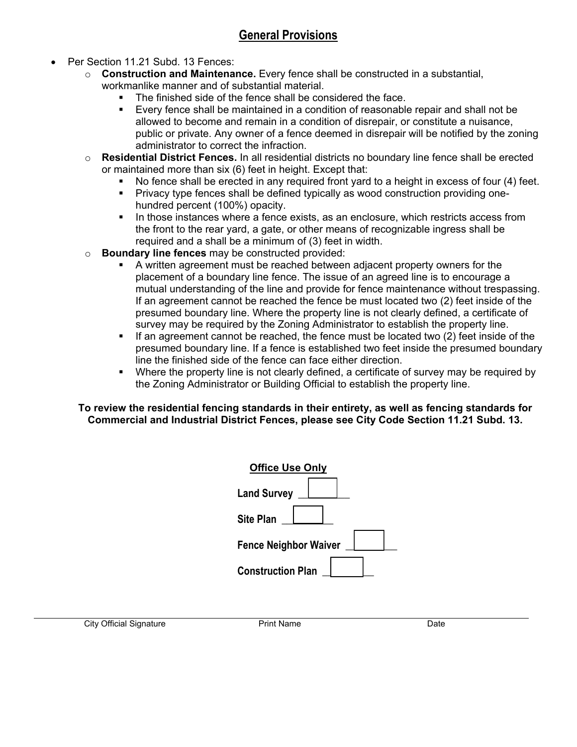## General Provisions

- Per Section 11.21 Subd. 13 Fences:
  - **Construction and Maintenance.** Every fence shall be constructed in a substantial, workmanlike manner and of substantial material.
    - The finished side of the fence shall be considered the face.
    - Every fence shall be maintained in a condition of reasonable repair and shall not be allowed to become and remain in a condition of disrepair, or constitute a nuisance, public or private. Any owner of a fence deemed in disrepair will be notified by the zoning administrator to correct the infraction.
  - **Residential District Fences.** In all residential districts no boundary line fence shall be erected or maintained more than six (6) feet in height. Except that:
    - No fence shall be erected in any required front yard to a height in excess of four (4) feet.
    - Privacy type fences shall be defined typically as wood construction providing one-hundred percent (100%) opacity.
    - In those instances where a fence exists, as an enclosure, which restricts access from the front to the rear yard, a gate, or other means of recognizable ingress shall be required and a shall be a minimum of (3) feet in width.
  - **Boundary line fences** may be constructed provided:
    - A written agreement must be reached between adjacent property owners for the placement of a boundary line fence. The issue of an agreed line is to encourage a mutual understanding of the line and provide for fence maintenance without trespassing. If an agreement cannot be reached the fence be must located two (2) feet inside of the presumed boundary line. Where the property line is not clearly defined, a certificate of survey may be required by the Zoning Administrator to establish the property line.
    - If an agreement cannot be reached, the fence must be located two (2) feet inside of the presumed boundary line. If a fence is established two feet inside the presumed boundary line the finished side of the fence can face either direction.
    - Where the property line is not clearly defined, a certificate of survey may be required by the Zoning Administrator or Building Official to establish the property line.

**To review the residential fencing standards in their entirety, as well as fencing standards for Commercial and Industrial District Fences, please see City Code Section 11.21 Subd. 13.**

**Office Use Only**

**Land Survey** ☐

**Site Plan** ☐

**Fence Neighbor Waiver** ☐

**Construction Plan** ☐

_______________________________________________________________

City Official Signature  Print Name  Date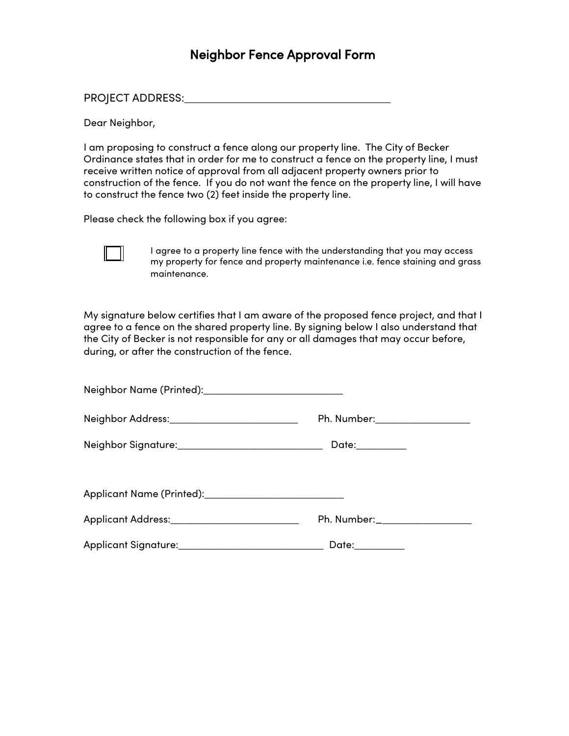# Neighbor Fence Approval Form

PROJECT ADDRESS:_____________________________________

Dear Neighbor,

I am proposing to construct a fence along our property line. The City of Becker Ordinance states that in order for me to construct a fence on the property line, I must receive written notice of approval from all adjacent property owners prior to construction of the fence. If you do not want the fence on the property line, I will have to construct the fence two (2) feet inside the property line.

Please check the following box if you agree:

☐ I agree to a property line fence with the understanding that you may access my property for fence and property maintenance i.e. fence staining and grass maintenance.

My signature below certifies that I am aware of the proposed fence project, and that I agree to a fence on the shared property line. By signing below I also understand that the City of Becker is not responsible for any or all damages that may occur before, during, or after the construction of the fence.

Neighbor Name (Printed):_________________________

Neighbor Address:_______________________ Ph. Number:_________________

Neighbor Signature:__________________________ Date:_________

Applicant Name (Printed):_________________________

Applicant Address:_______________________ Ph. Number:_________________

Applicant Signature:__________________________ Date:_________